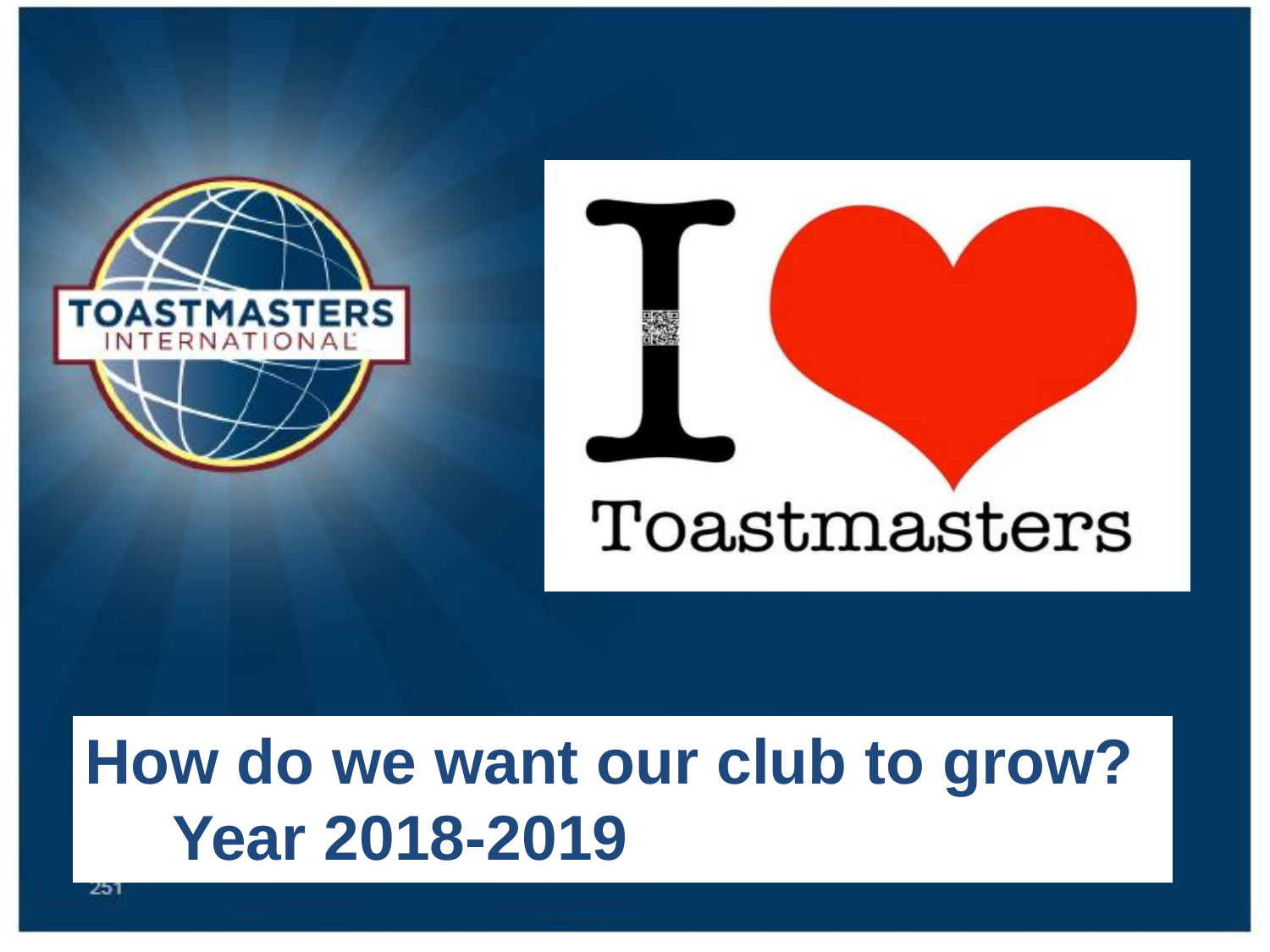# How do we want our club to grow? Year 2018-2019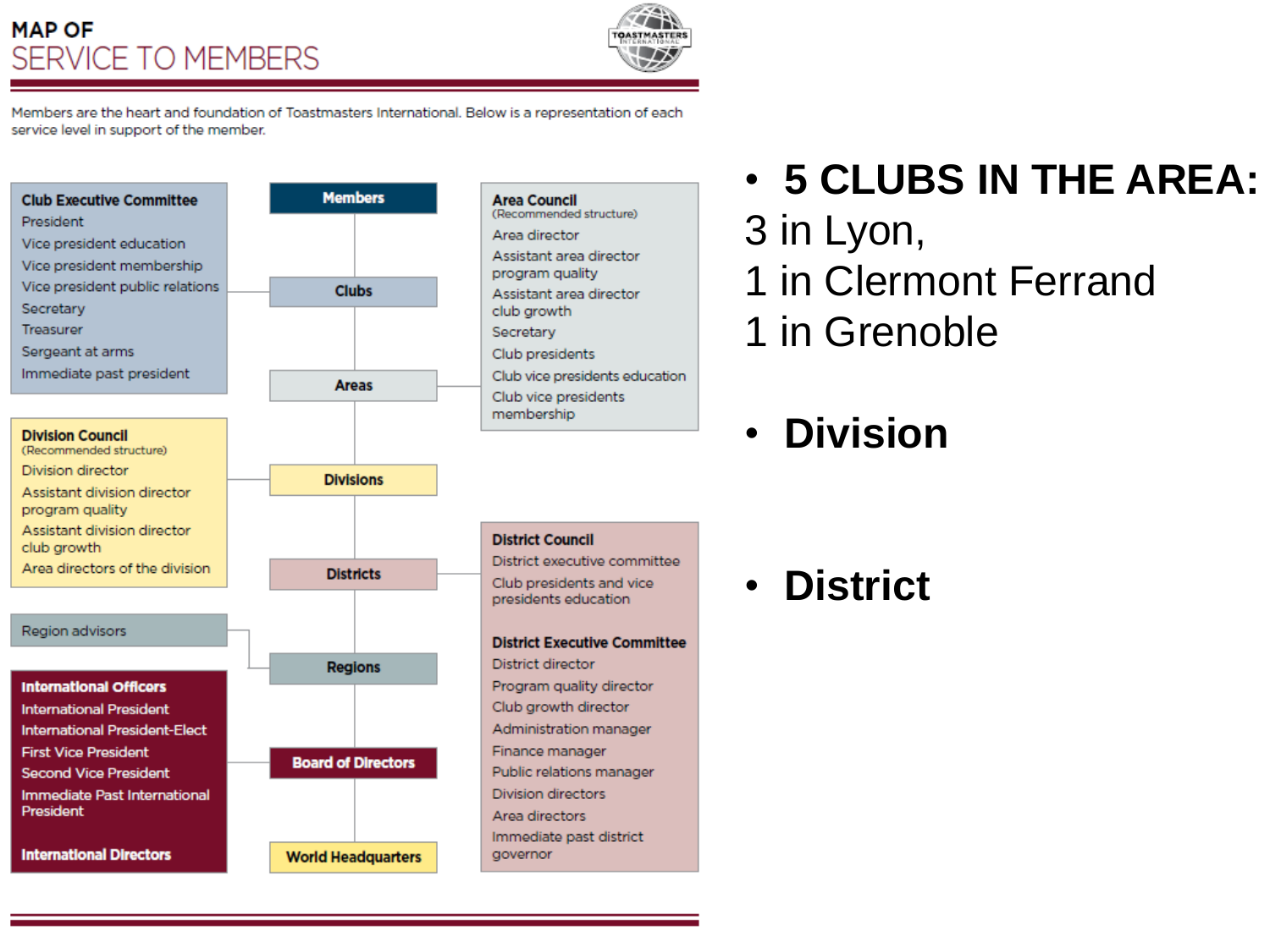# MAP OF SERVICE TO MEMBERS

Members are the heart and foundation of Toastmasters International. Below is a representation of each service level in support of the member.

**Members**

**Clubs**

**Club Executive Committee**
- President
- Vice president education
- Vice president membership
- Vice president public relations
- Secretary
- Treasurer
- Sergeant at arms
- Immediate past president

**Areas**

**Area Council**
(Recommended structure)
- Area director
- Assistant area director program quality
- Assistant area director club growth
- Secretary
- Club presidents
- Club vice presidents education
- Club vice presidents membership

**Divisions**

**Division Council**
(Recommended structure)
- Division director
- Assistant division director program quality
- Assistant division director club growth
- Area directors of the division

**Districts**

**District Council**
- District executive committee
- Club presidents and vice presidents education

**District Executive Committee**
- District director
- Program quality director
- Club growth director
- Administration manager
- Finance manager
- Public relations manager
- Division directors
- Area directors
- Immediate past district governor

**Regions**

Region advisors

**Board of Directors**

**International Officers**
- International President
- International President-Elect
- First Vice President
- Second Vice President
- Immediate Past International President

**International Directors**

**World Headquarters**

- **5 CLUBS IN THE AREA:**

  3 in Lyon,
  1 in Clermont Ferrand
  1 in Grenoble

- **Division**

- **District**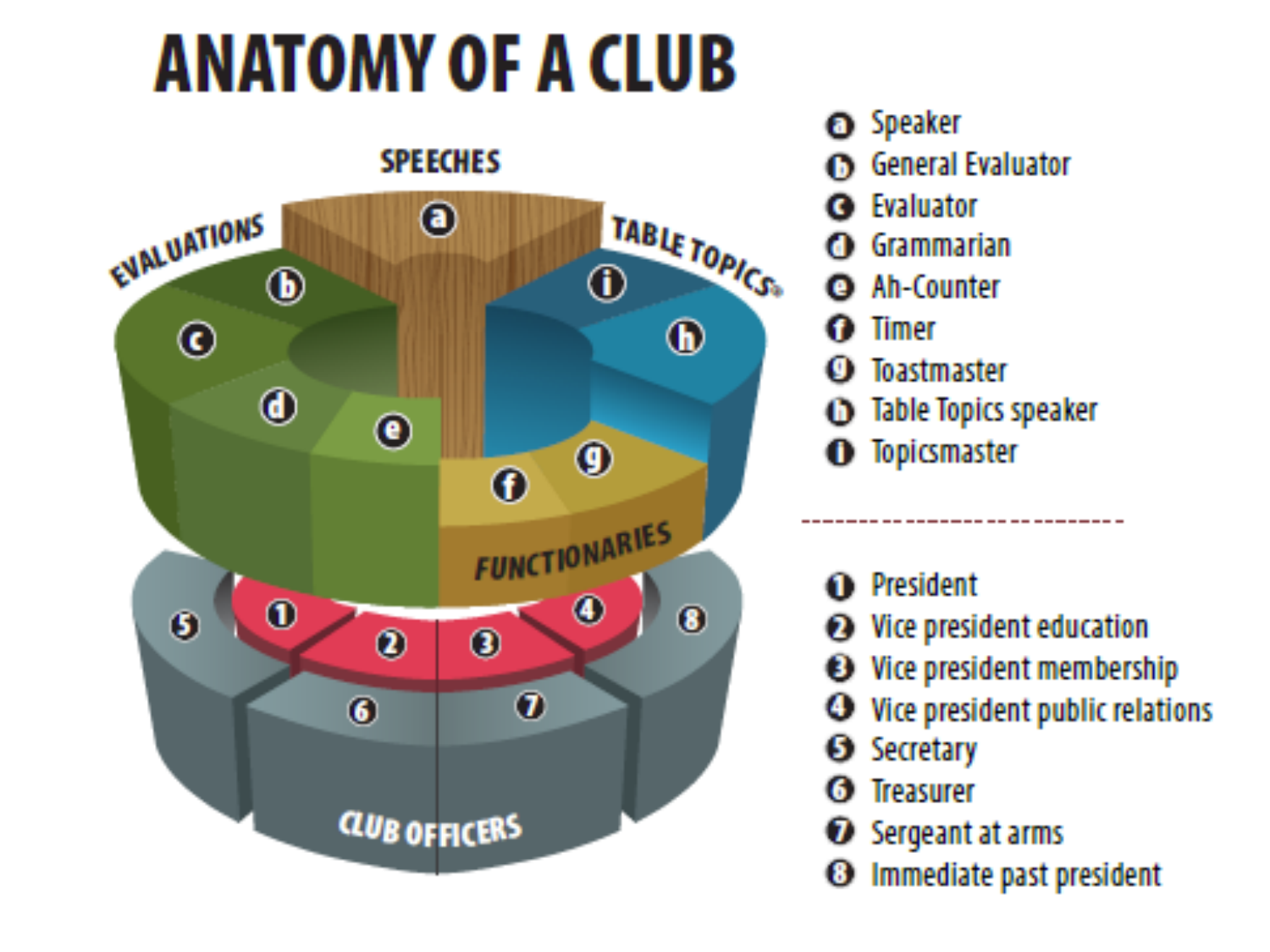# ANATOMY OF A CLUB

SPEECHES

EVALUATIONS

TABLE TOPICS®

FUNCTIONARIES

CLUB OFFICERS

- **a** Speaker
- **b** General Evaluator
- **c** Evaluator
- **d** Grammarian
- **e** Ah-Counter
- **f** Timer
- **g** Toastmaster
- **h** Table Topics speaker
- **i** Topicsmaster

---

1. President
2. Vice president education
3. Vice president membership
4. Vice president public relations
5. Secretary
6. Treasurer
7. Sergeant at arms
8. Immediate past president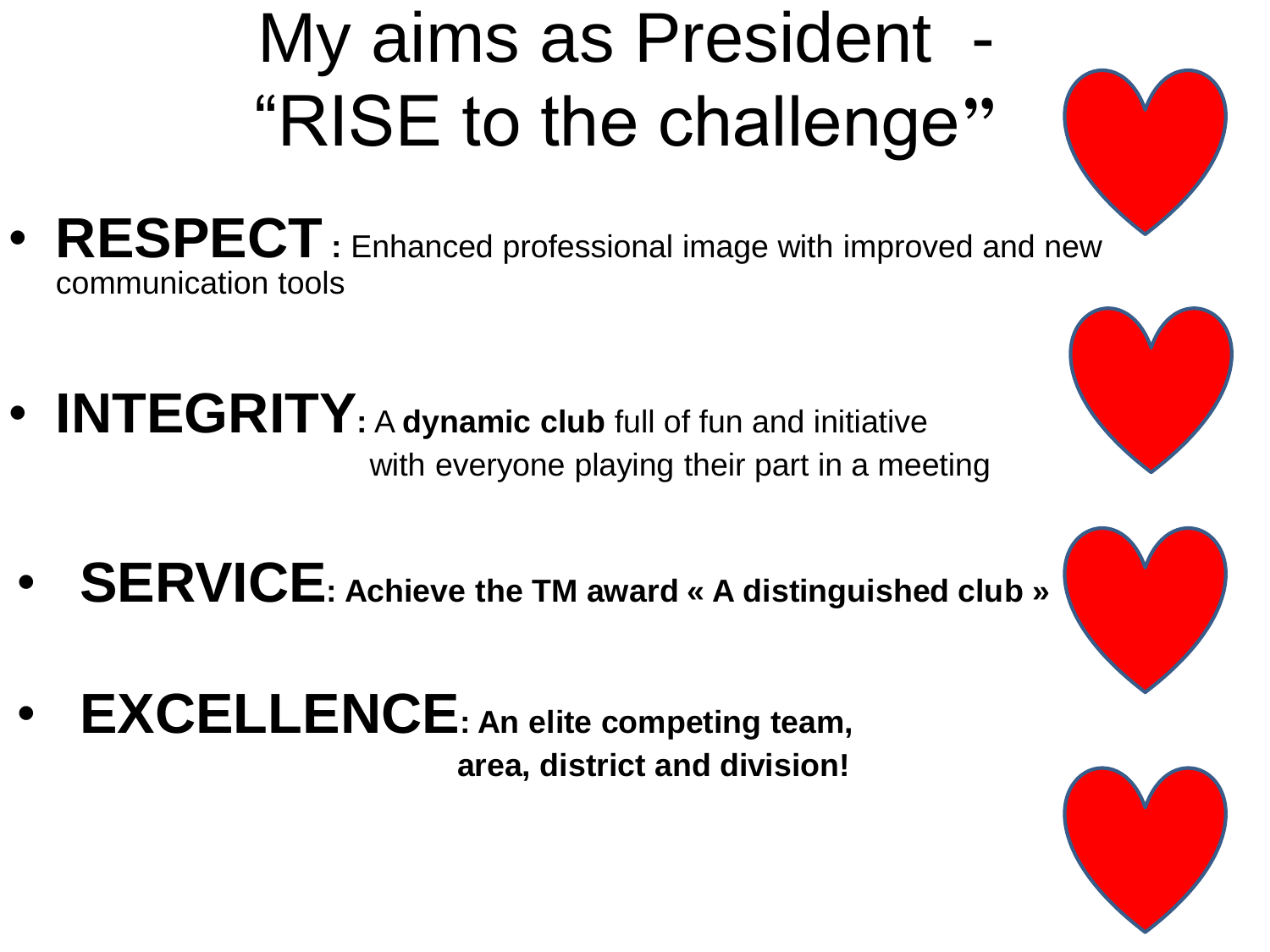# My aims as President - "RISE to the challenge"

- **RESPECT :** Enhanced professional image with improved and new communication tools
- **INTEGRITY:** A **dynamic club** full of fun and initiative with everyone playing their part in a meeting
- **SERVICE: Achieve the TM award « A distinguished club »**
- **EXCELLENCE: An elite competing team, area, district and division!**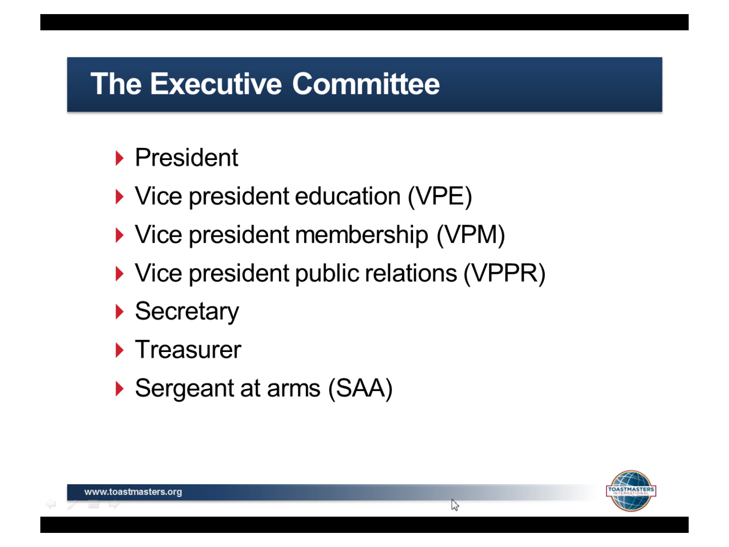# The Executive Committee

- President
- Vice president education (VPE)
- Vice president membership (VPM)
- Vice president public relations (VPPR)
- Secretary
- Treasurer
- Sergeant at arms (SAA)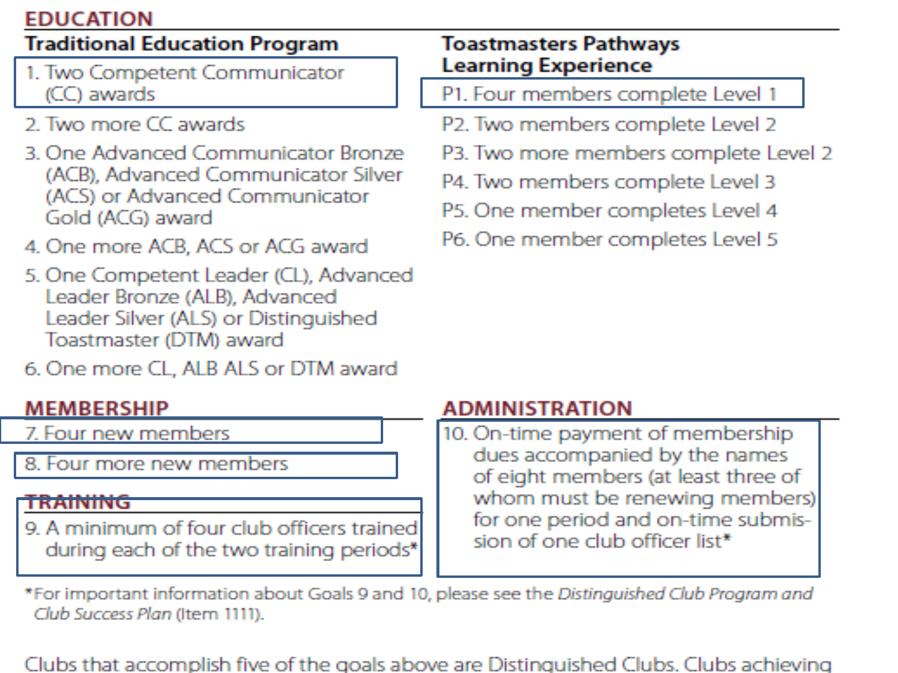## EDUCATION

### Traditional Education Program

1. Two Competent Communicator (CC) awards
2. Two more CC awards
3. One Advanced Communicator Bronze (ACB), Advanced Communicator Silver (ACS) or Advanced Communicator Gold (ACG) award
4. One more ACB, ACS or ACG award
5. One Competent Leader (CL), Advanced Leader Bronze (ALB), Advanced Leader Silver (ALS) or Distinguished Toastmaster (DTM) award
6. One more CL, ALB ALS or DTM award

### Toastmasters Pathways Learning Experience

P1. Four members complete Level 1

P2. Two members complete Level 2

P3. Two more members complete Level 2

P4. Two members complete Level 3

P5. One member completes Level 4

P6. One member completes Level 5

## MEMBERSHIP

7. Four new members
8. Four more new members

## TRAINING

9. A minimum of four club officers trained during each of the two training periods*

## ADMINISTRATION

10. On-time payment of membership dues accompanied by the names of eight members (at least three of whom must be renewing members) for one period and on-time submission of one club officer list*

*For important information about Goals 9 and 10, please see the *Distinguished Club Program and Club Success Plan* (Item 1111).

Clubs that accomplish five of the goals above are Distinguished Clubs. Clubs achieving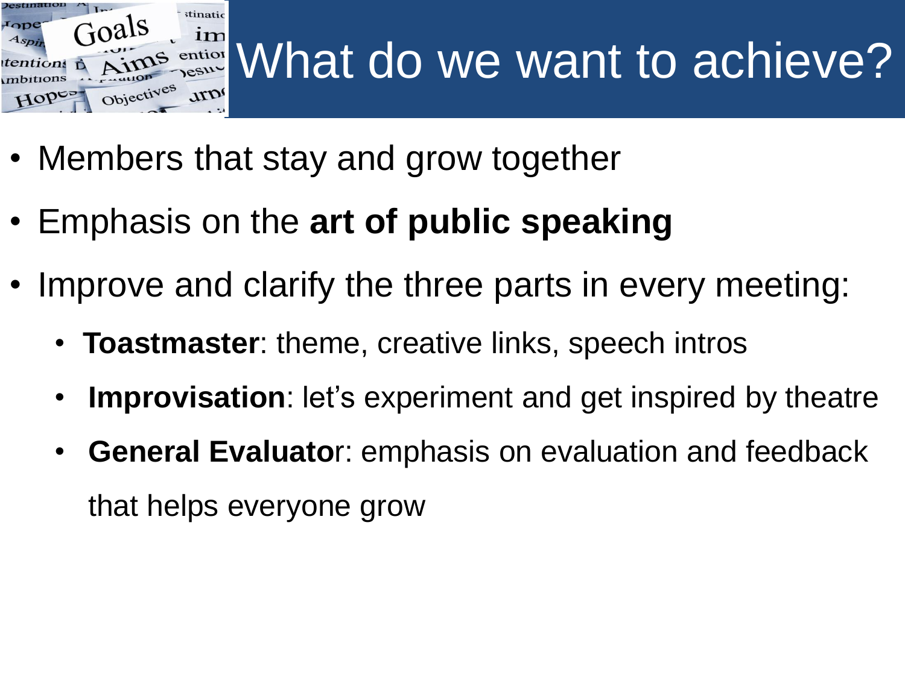# What do we want to achieve?

- Members that stay and grow together
- Emphasis on the **art of public speaking**
- Improve and clarify the three parts in every meeting:
  - **Toastmaster**: theme, creative links, speech intros
  - **Improvisation**: let's experiment and get inspired by theatre
  - **General Evaluator**: emphasis on evaluation and feedback that helps everyone grow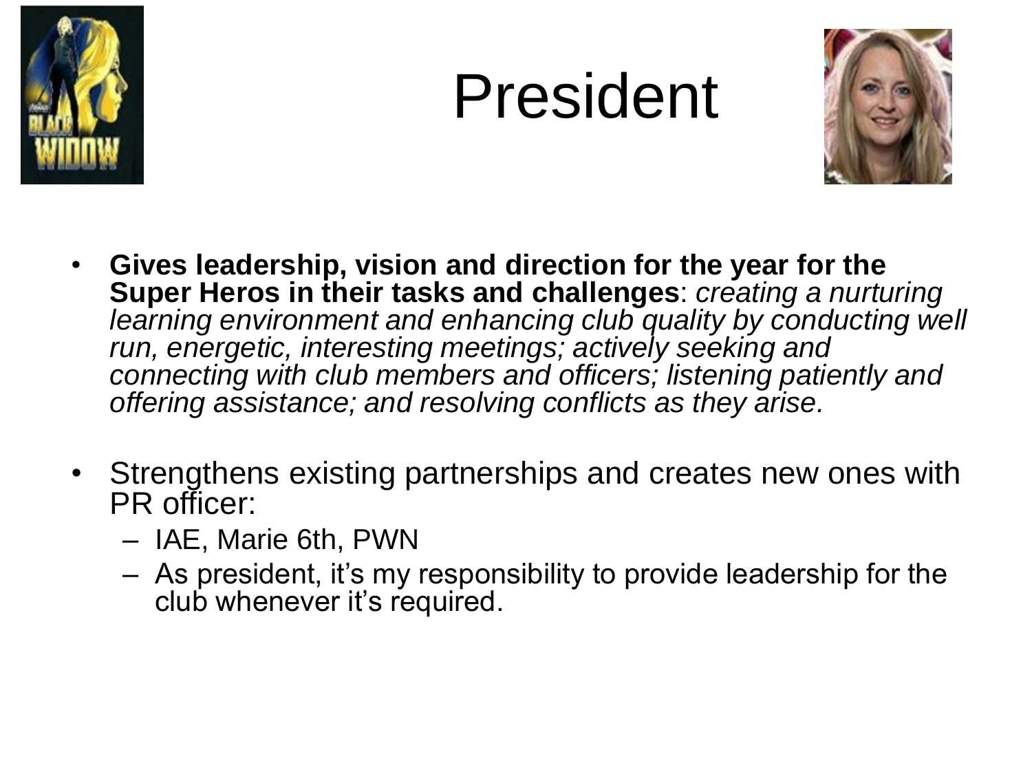# President

- **Gives leadership, vision and direction for the year for the Super Heros in their tasks and challenges**: *creating a nurturing learning environment and enhancing club quality by conducting well run, energetic, interesting meetings; actively seeking and connecting with club members and officers; listening patiently and offering assistance; and resolving conflicts as they arise.*

- Strengthens existing partnerships and creates new ones with PR officer:
  - IAE, Marie 6th, PWN
  - As president, it's my responsibility to provide leadership for the club whenever it's required.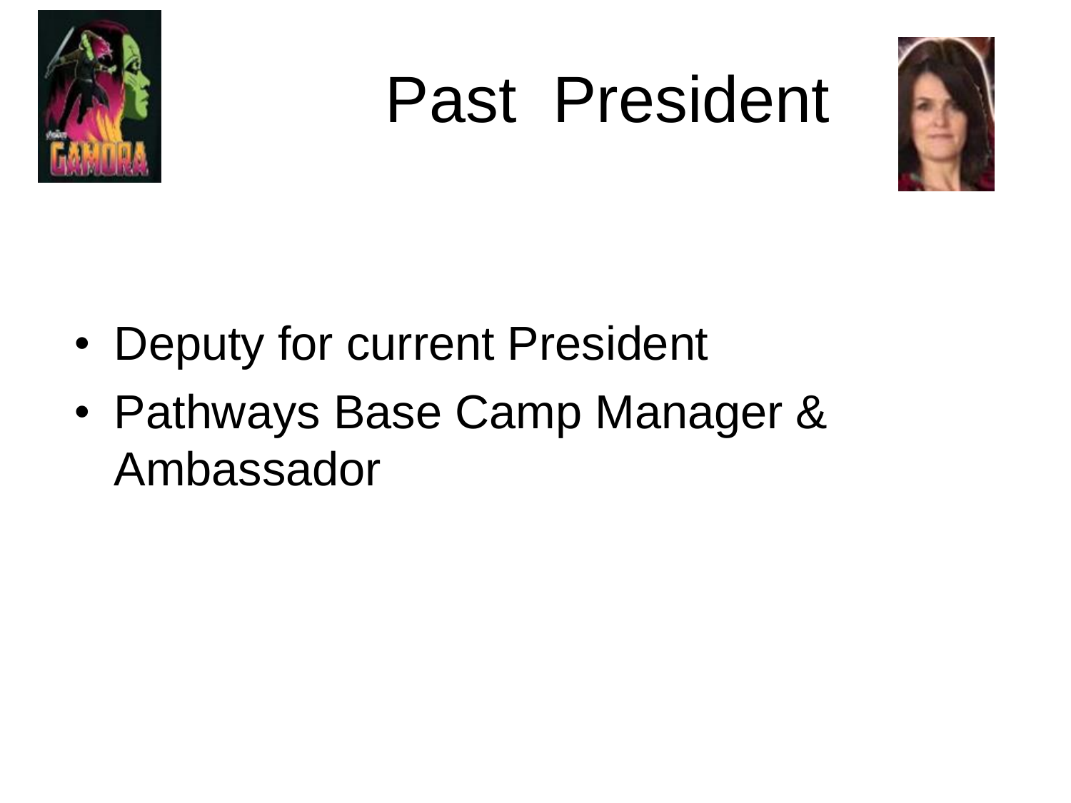# Past President

- Deputy for current President
- Pathways Base Camp Manager & Ambassador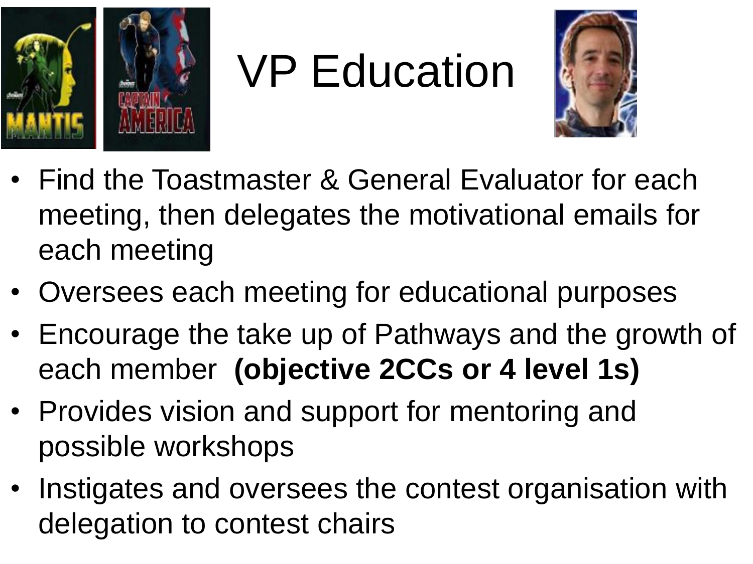# VP Education

- Find the Toastmaster & General Evaluator for each meeting, then delegates the motivational emails for each meeting
- Oversees each meeting for educational purposes
- Encourage the take up of Pathways and the growth of each member **(objective 2CCs or 4 level 1s)**
- Provides vision and support for mentoring and possible workshops
- Instigates and oversees the contest organisation with delegation to contest chairs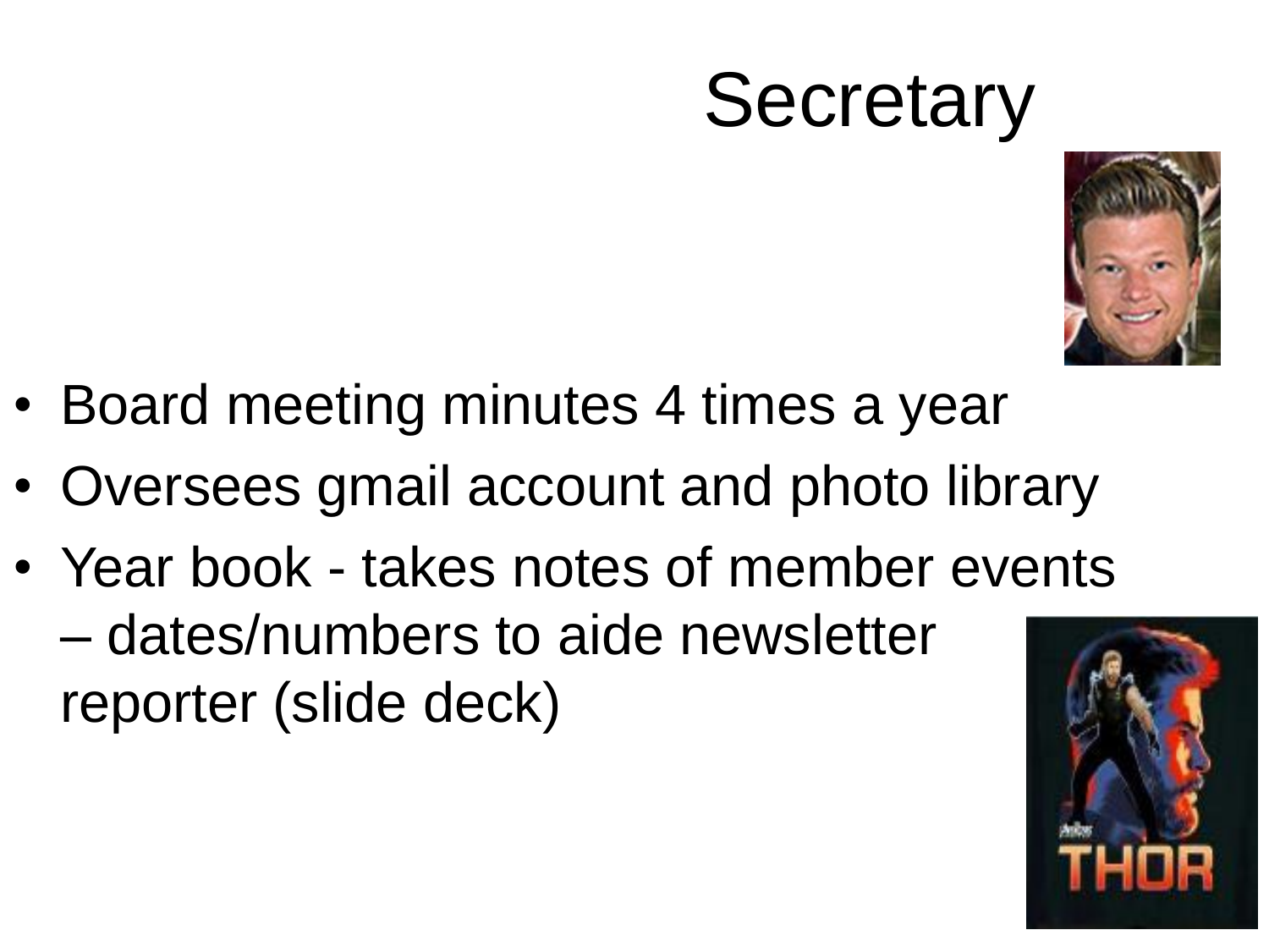# Secretary

- Board meeting minutes 4 times a year
- Oversees gmail account and photo library
- Year book - takes notes of member events – dates/numbers to aide newsletter reporter (slide deck)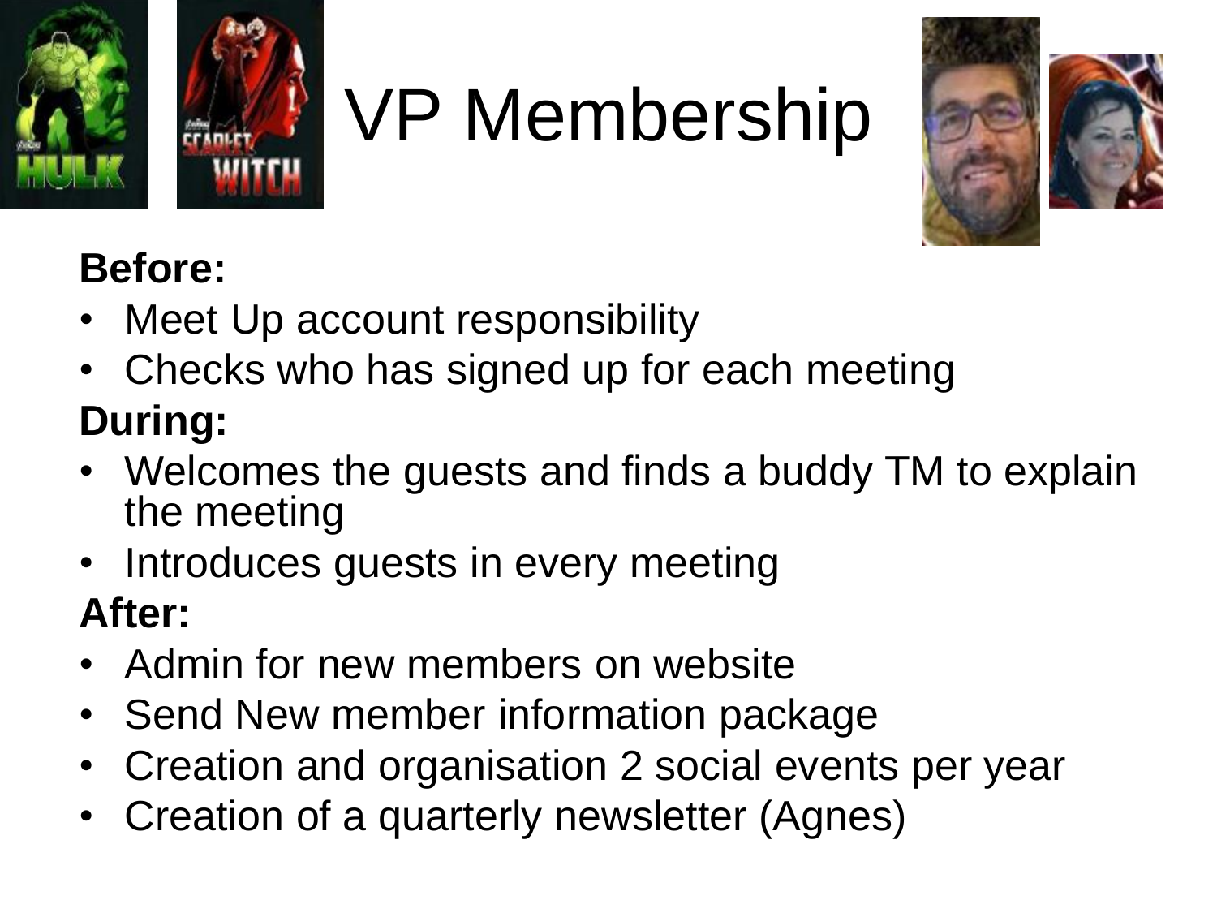# VP Membership

**Before:**

- Meet Up account responsibility
- Checks who has signed up for each meeting

**During:**

- Welcomes the guests and finds a buddy TM to explain the meeting
- Introduces guests in every meeting

**After:**

- Admin for new members on website
- Send New member information package
- Creation and organisation 2 social events per year
- Creation of a quarterly newsletter (Agnes)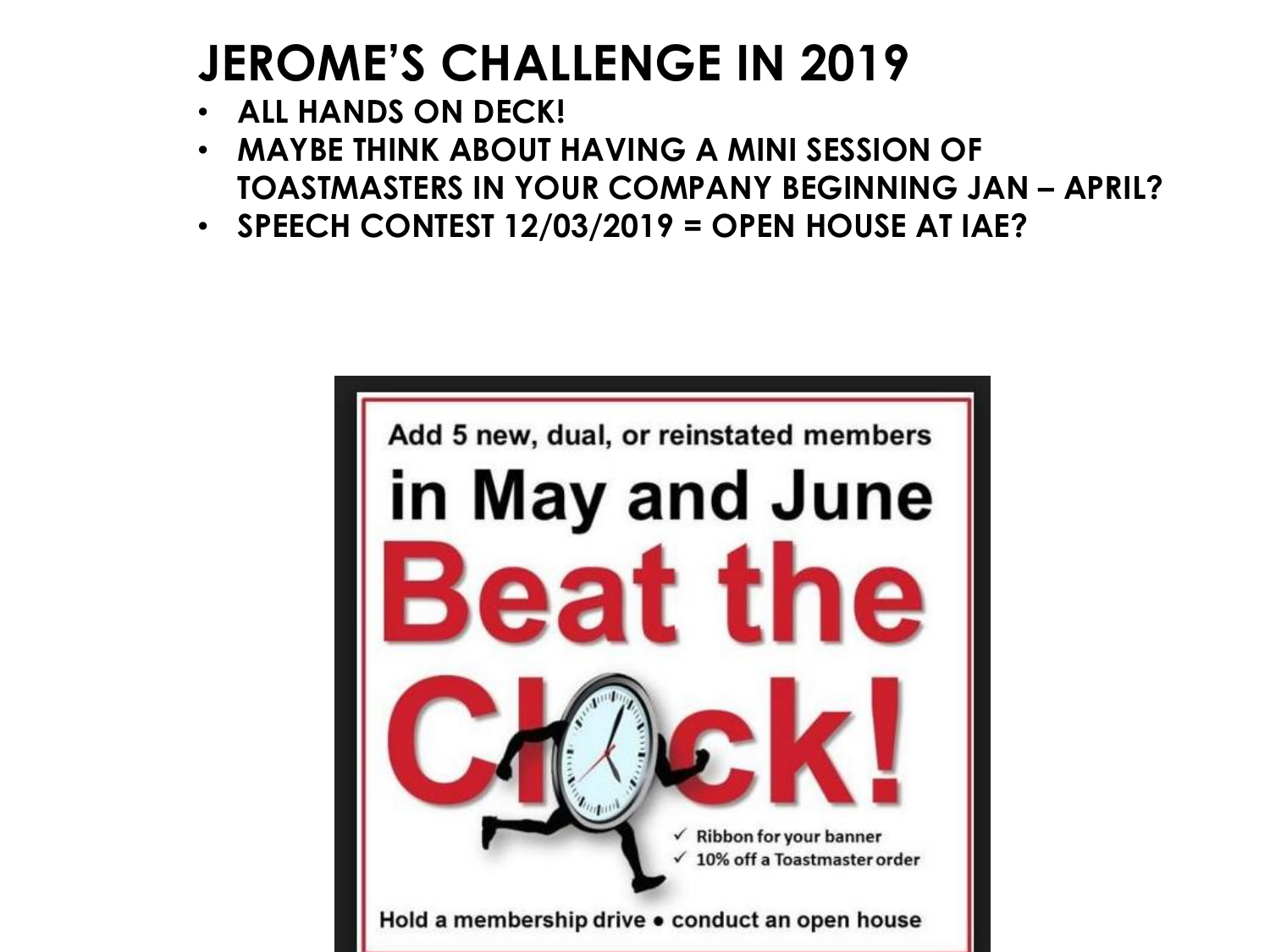# JEROME'S CHALLENGE IN 2019

- **ALL HANDS ON DECK!**
- **MAYBE THINK ABOUT HAVING A MINI SESSION OF TOASTMASTERS IN YOUR COMPANY BEGINNING JAN – APRIL?**
- **SPEECH CONTEST 12/03/2019 = OPEN HOUSE AT IAE?**

Add 5 new, dual, or reinstated members

in May and June

Beat the Clock!

- ✓ Ribbon for your banner
- ✓ 10% off a Toastmaster order

Hold a membership drive • conduct an open house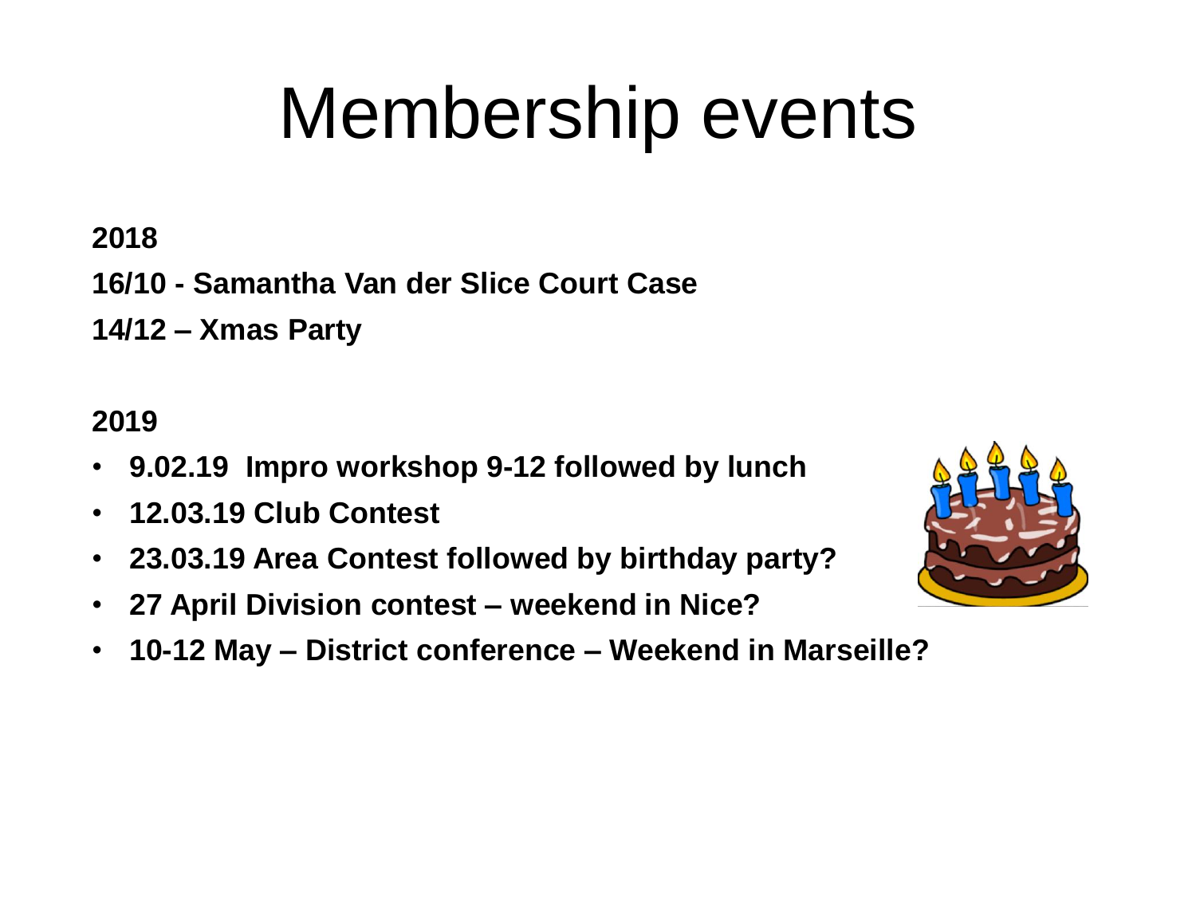# Membership events

**2018**

**16/10 - Samantha Van der Slice Court Case**

**14/12 – Xmas Party**

**2019**

- **9.02.19 Impro workshop 9-12 followed by lunch**
- **12.03.19 Club Contest**
- **23.03.19 Area Contest followed by birthday party?**
- **27 April Division contest – weekend in Nice?**
- **10-12 May – District conference – Weekend in Marseille?**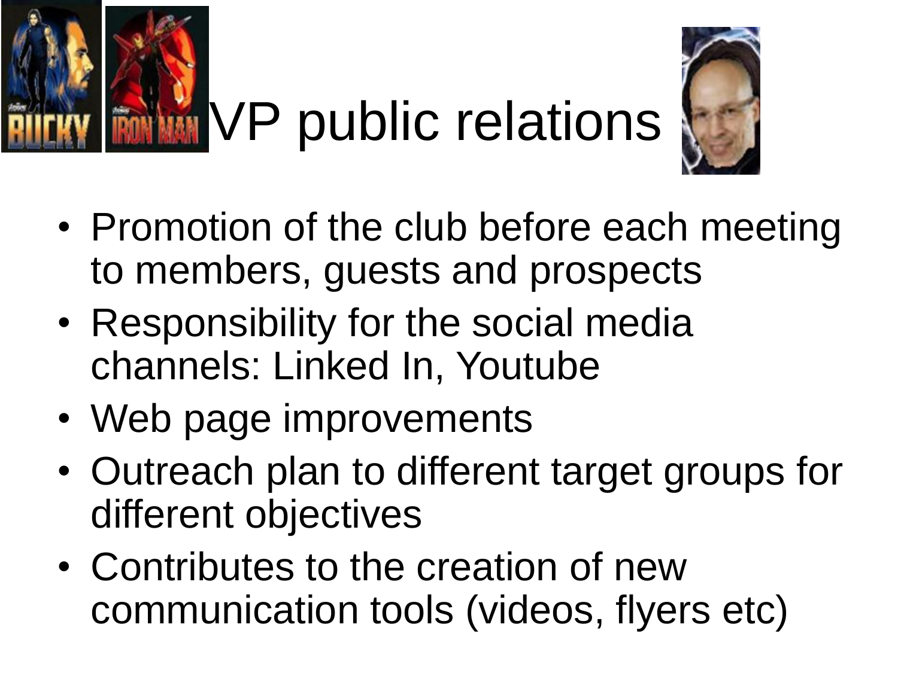# VP public relations

- Promotion of the club before each meeting to members, guests and prospects
- Responsibility for the social media channels: Linked In, Youtube
- Web page improvements
- Outreach plan to different target groups for different objectives
- Contributes to the creation of new communication tools (videos, flyers etc)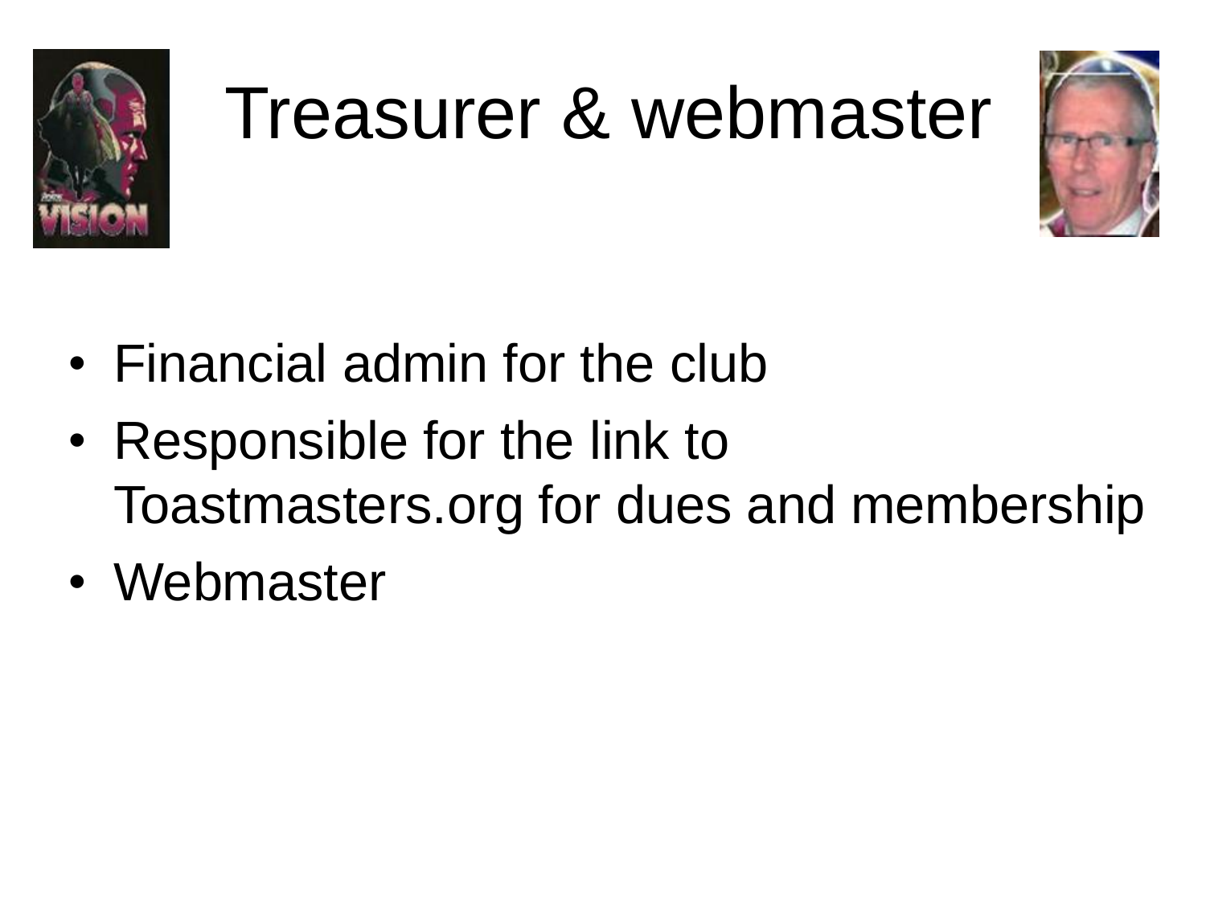# Treasurer & webmaster

- Financial admin for the club
- Responsible for the link to Toastmasters.org for dues and membership
- Webmaster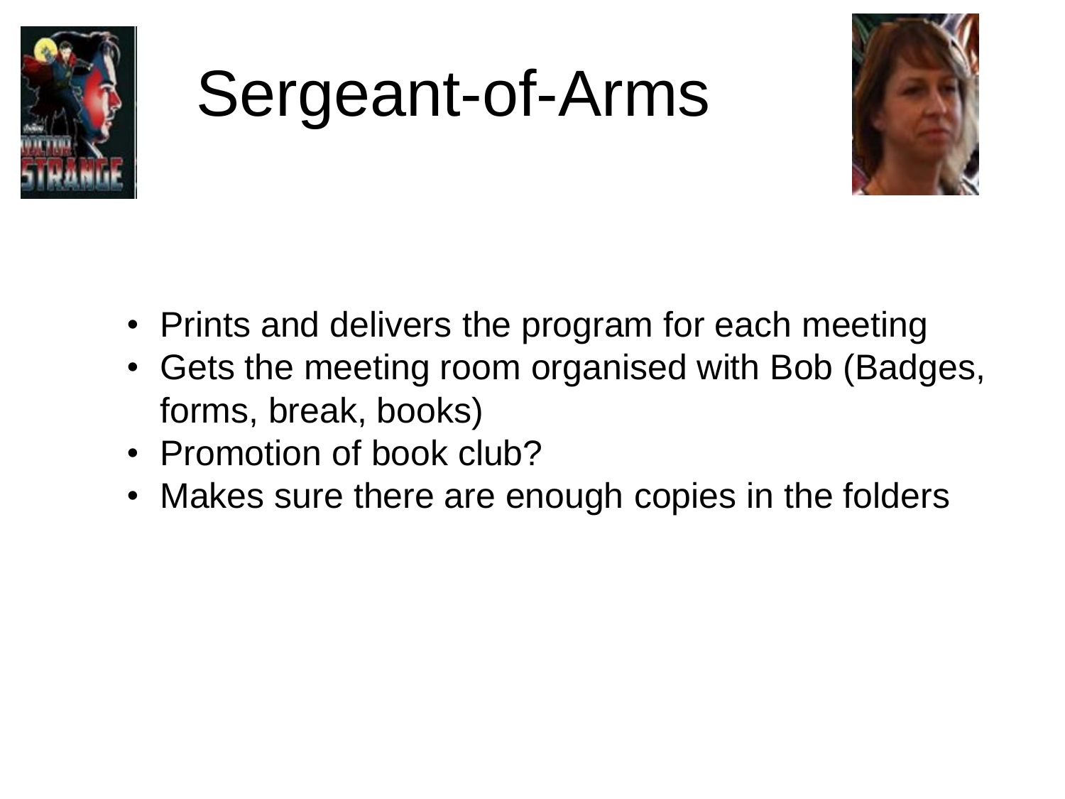# Sergeant-of-Arms

- Prints and delivers the program for each meeting
- Gets the meeting room organised with Bob (Badges, forms, break, books)
- Promotion of book club?
- Makes sure there are enough copies in the folders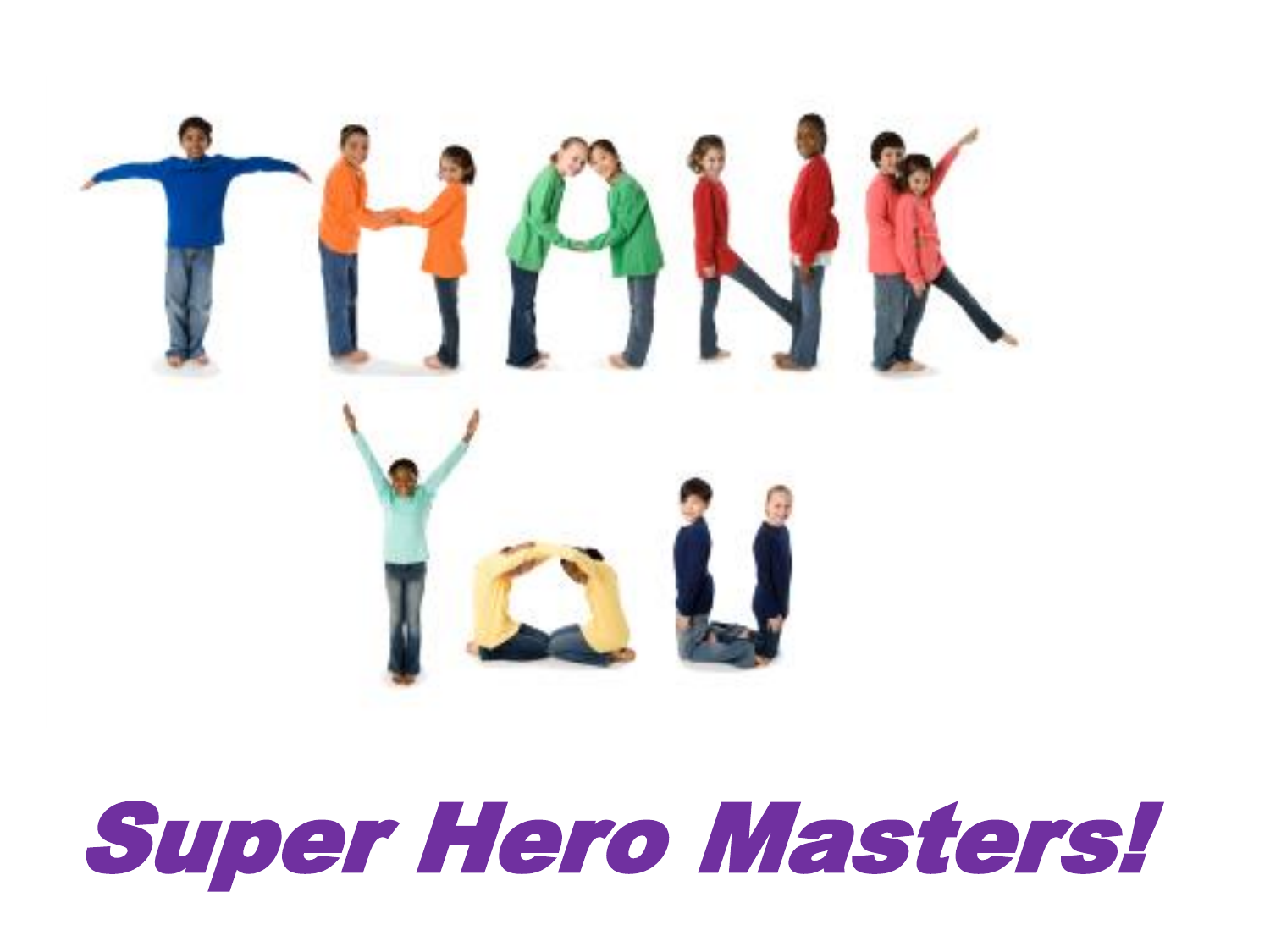THANK YOU

Super Hero Masters!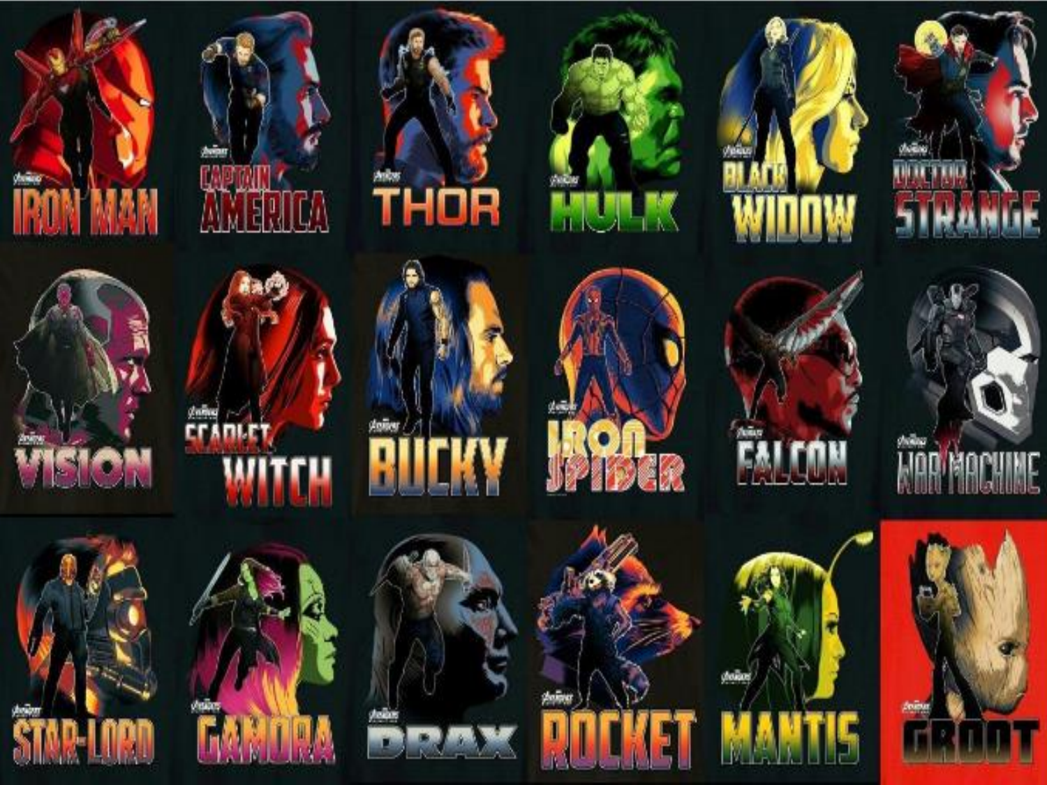IRON MAN

CAPTAIN AMERICA

THOR

HULK

BLACK WIDOW

DOCTOR STRANGE

VISION

SCARLET WITCH

BUCKY

IRON SPIDER

FALCON

WAR MACHINE

STAR-LORD

GAMORA

DRAX

ROCKET

MANTIS

GROOT